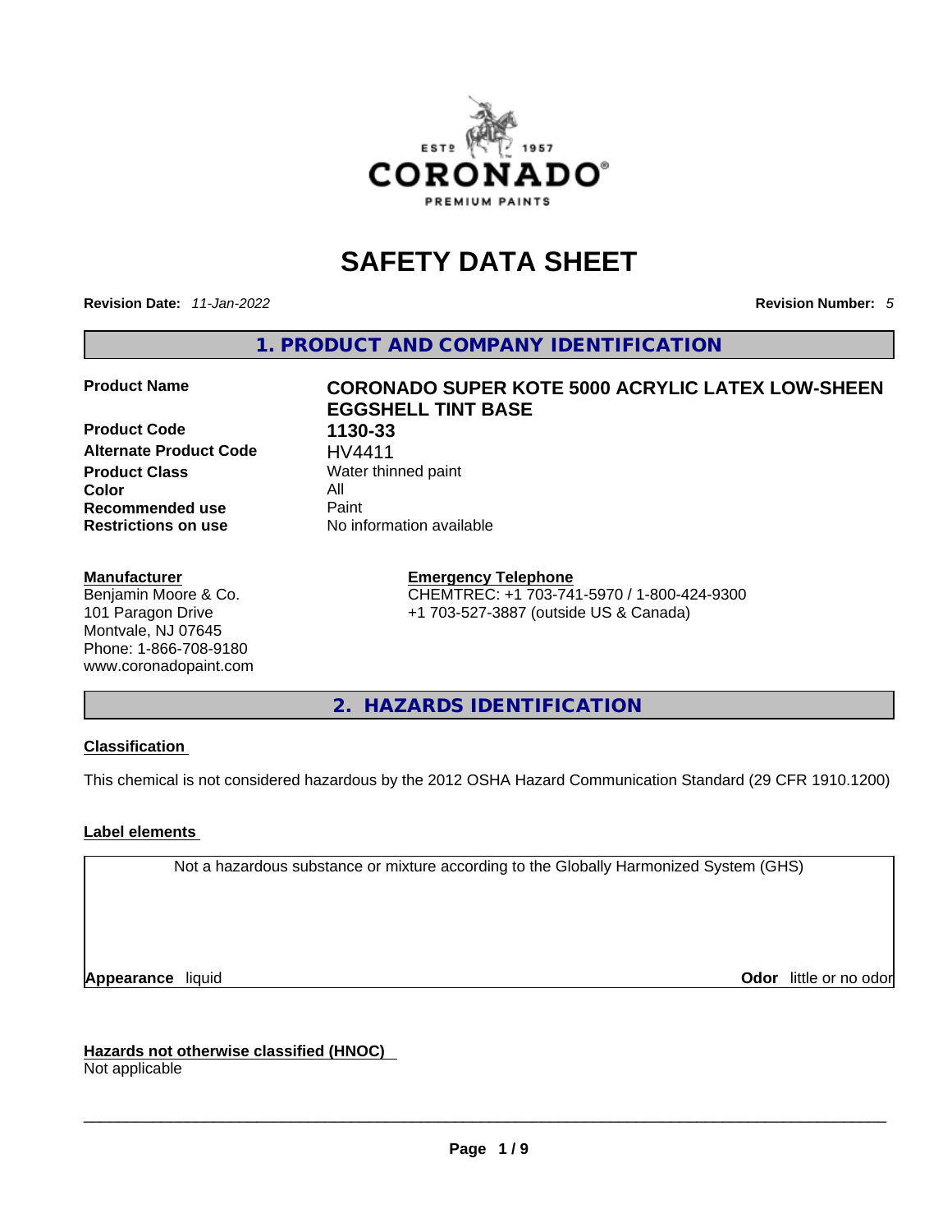# SAFETY DATA SHEET

**Revision Date:** *11-Jan-2022*

**Revision Number:** *5*

## 1. PRODUCT AND COMPANY IDENTIFICATION

| | |
|---|---|
| **Product Name** | **CORONADO SUPER KOTE 5000 ACRYLIC LATEX LOW-SHEEN EGGSHELL TINT BASE** |
| **Product Code** | **1130-33** |
| **Alternate Product Code** | HV4411 |
| **Product Class** | Water thinned paint |
| **Color** | All |
| **Recommended use** | Paint |
| **Restrictions on use** | No information available |

**Manufacturer**
Benjamin Moore & Co.
101 Paragon Drive
Montvale, NJ 07645
Phone: 1-866-708-9180
www.coronadopaint.com

**Emergency Telephone**
CHEMTREC: +1 703-741-5970 / 1-800-424-9300
+1 703-527-3887 (outside US & Canada)

## 2. HAZARDS IDENTIFICATION

### Classification

This chemical is not considered hazardous by the 2012 OSHA Hazard Communication Standard (29 CFR 1910.1200)

### Label elements

Not a hazardous substance or mixture according to the Globally Harmonized System (GHS)

**Appearance** liquid

**Odor** little or no odor

### Hazards not otherwise classified (HNOC)

Not applicable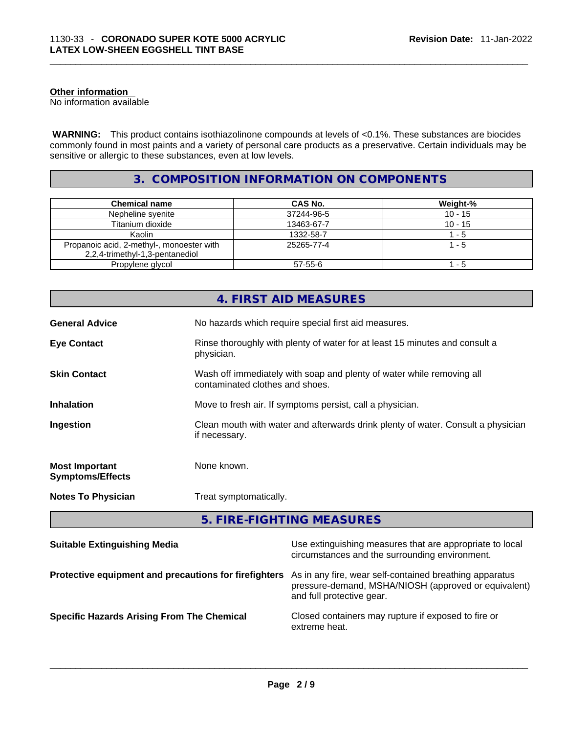**Other information**
No information available

**WARNING:** This product contains isothiazolinone compounds at levels of <0.1%. These substances are biocides commonly found in most paints and a variety of personal care products as a preservative. Certain individuals may be sensitive or allergic to these substances, even at low levels.

## 3. COMPOSITION INFORMATION ON COMPONENTS

| Chemical name | CAS No. | Weight-% |
|---|---|---|
| Nepheline syenite | 37244-96-5 | 10 - 15 |
| Titanium dioxide | 13463-67-7 | 10 - 15 |
| Kaolin | 1332-58-7 | 1 - 5 |
| Propanoic acid, 2-methyl-, monoester with 2,2,4-trimethyl-1,3-pentanediol | 25265-77-4 | 1 - 5 |
| Propylene glycol | 57-55-6 | 1 - 5 |

## 4. FIRST AID MEASURES

**General Advice**: No hazards which require special first aid measures.

**Eye Contact**: Rinse thoroughly with plenty of water for at least 15 minutes and consult a physician.

**Skin Contact**: Wash off immediately with soap and plenty of water while removing all contaminated clothes and shoes.

**Inhalation**: Move to fresh air. If symptoms persist, call a physician.

**Ingestion**: Clean mouth with water and afterwards drink plenty of water. Consult a physician if necessary.

**Most Important Symptoms/Effects**: None known.

**Notes To Physician**: Treat symptomatically.

## 5. FIRE-FIGHTING MEASURES

**Suitable Extinguishing Media**: Use extinguishing measures that are appropriate to local circumstances and the surrounding environment.

**Protective equipment and precautions for firefighters**: As in any fire, wear self-contained breathing apparatus pressure-demand, MSHA/NIOSH (approved or equivalent) and full protective gear.

**Specific Hazards Arising From The Chemical**: Closed containers may rupture if exposed to fire or extreme heat.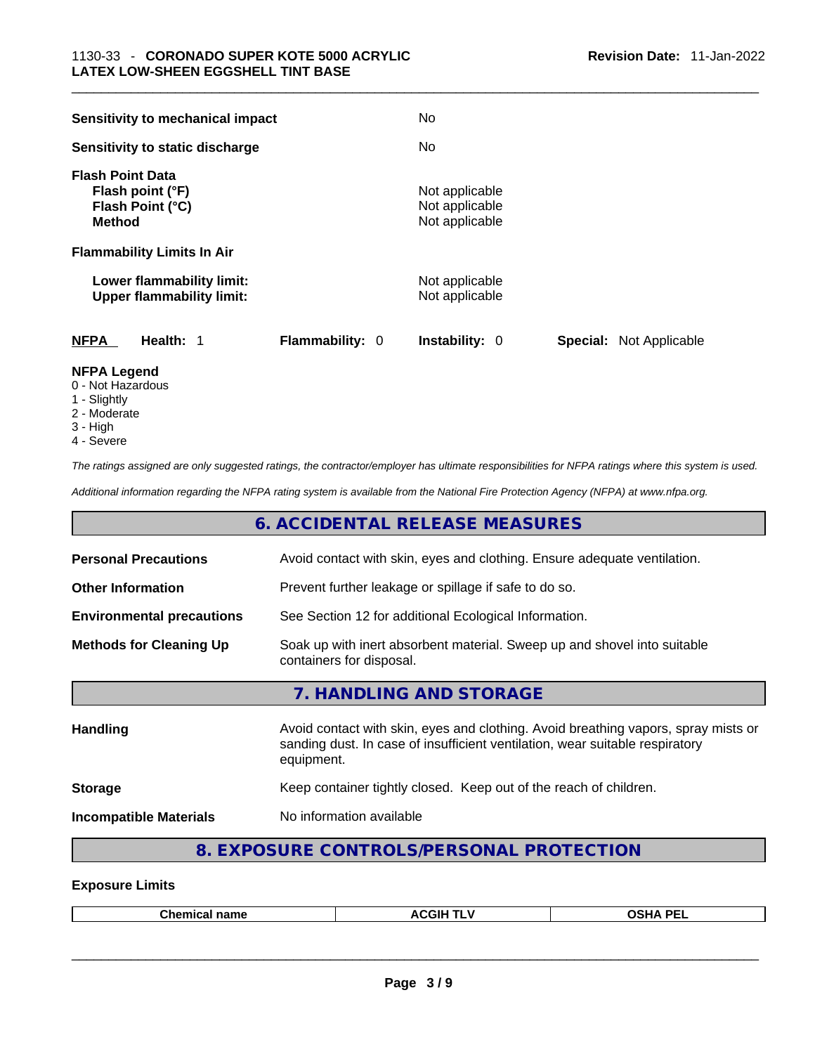| | |
|---|---|
| **Sensitivity to mechanical impact** | No |
| **Sensitivity to static discharge** | No |

**Flash Point Data**

| | |
|---|---|
| **Flash point (°F)** | Not applicable |
| **Flash Point (°C)** | Not applicable |
| **Method** | Not applicable |

**Flammability Limits In Air**

| | |
|---|---|
| **Lower flammability limit:** | Not applicable |
| **Upper flammability limit:** | Not applicable |

| **NFPA** | **Health:** 1 | **Flammability:** 0 | **Instability:** 0 | **Special:** Not Applicable |
|---|---|---|---|---|

**NFPA Legend**
0 - Not Hazardous
1 - Slightly
2 - Moderate
3 - High
4 - Severe

*The ratings assigned are only suggested ratings, the contractor/employer has ultimate responsibilities for NFPA ratings where this system is used.*

*Additional information regarding the NFPA rating system is available from the National Fire Protection Agency (NFPA) at www.nfpa.org.*

## 6. ACCIDENTAL RELEASE MEASURES

| | |
|---|---|
| **Personal Precautions** | Avoid contact with skin, eyes and clothing. Ensure adequate ventilation. |
| **Other Information** | Prevent further leakage or spillage if safe to do so. |
| **Environmental precautions** | See Section 12 for additional Ecological Information. |
| **Methods for Cleaning Up** | Soak up with inert absorbent material. Sweep up and shovel into suitable containers for disposal. |

## 7. HANDLING AND STORAGE

| | |
|---|---|
| **Handling** | Avoid contact with skin, eyes and clothing. Avoid breathing vapors, spray mists or sanding dust. In case of insufficient ventilation, wear suitable respiratory equipment. |
| **Storage** | Keep container tightly closed. Keep out of the reach of children. |
| **Incompatible Materials** | No information available |

## 8. EXPOSURE CONTROLS/PERSONAL PROTECTION

### Exposure Limits

| Chemical name | ACGIH TLV | OSHA PEL |
|---|---|---|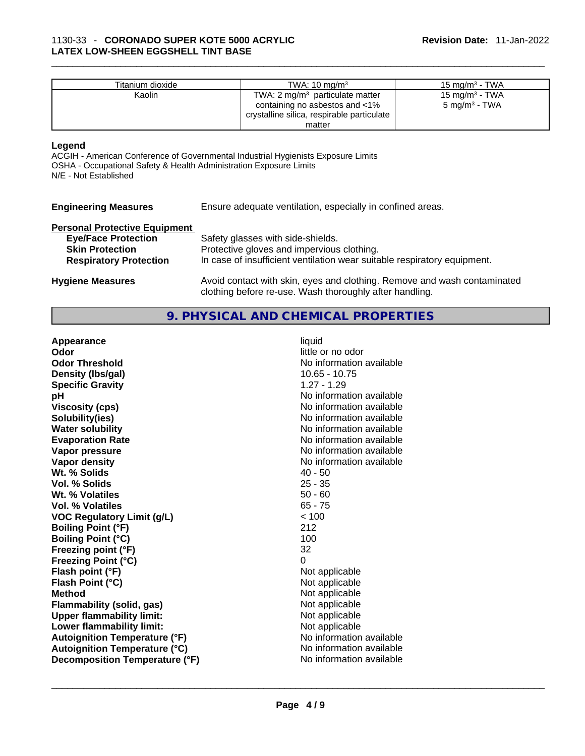| Titanium dioxide | TWA: 10 mg/m³ | 15 mg/m³ - TWA |
|---|---|---|
| Kaolin | TWA: 2 mg/m³ particulate matter containing no asbestos and <1% crystalline silica, respirable particulate matter | 15 mg/m³ - TWA<br>5 mg/m³ - TWA |

**Legend**

ACGIH - American Conference of Governmental Industrial Hygienists Exposure Limits
OSHA - Occupational Safety & Health Administration Exposure Limits
N/E - Not Established

**Engineering Measures** Ensure adequate ventilation, especially in confined areas.

**Personal Protective Equipment**

**Eye/Face Protection** Safety glasses with side-shields.
**Skin Protection** Protective gloves and impervious clothing.
**Respiratory Protection** In case of insufficient ventilation wear suitable respiratory equipment.

**Hygiene Measures** Avoid contact with skin, eyes and clothing. Remove and wash contaminated clothing before re-use. Wash thoroughly after handling.

## 9. PHYSICAL AND CHEMICAL PROPERTIES

| | |
|---|---|
| **Appearance** | liquid |
| **Odor** | little or no odor |
| **Odor Threshold** | No information available |
| **Density (lbs/gal)** | 10.65 - 10.75 |
| **Specific Gravity** | 1.27 - 1.29 |
| **pH** | No information available |
| **Viscosity (cps)** | No information available |
| **Solubility(ies)** | No information available |
| **Water solubility** | No information available |
| **Evaporation Rate** | No information available |
| **Vapor pressure** | No information available |
| **Vapor density** | No information available |
| **Wt. % Solids** | 40 - 50 |
| **Vol. % Solids** | 25 - 35 |
| **Wt. % Volatiles** | 50 - 60 |
| **Vol. % Volatiles** | 65 - 75 |
| **VOC Regulatory Limit (g/L)** | < 100 |
| **Boiling Point (°F)** | 212 |
| **Boiling Point (°C)** | 100 |
| **Freezing point (°F)** | 32 |
| **Freezing Point (°C)** | 0 |
| **Flash point (°F)** | Not applicable |
| **Flash Point (°C)** | Not applicable |
| **Method** | Not applicable |
| **Flammability (solid, gas)** | Not applicable |
| **Upper flammability limit:** | Not applicable |
| **Lower flammability limit:** | Not applicable |
| **Autoignition Temperature (°F)** | No information available |
| **Autoignition Temperature (°C)** | No information available |
| **Decomposition Temperature (°F)** | No information available |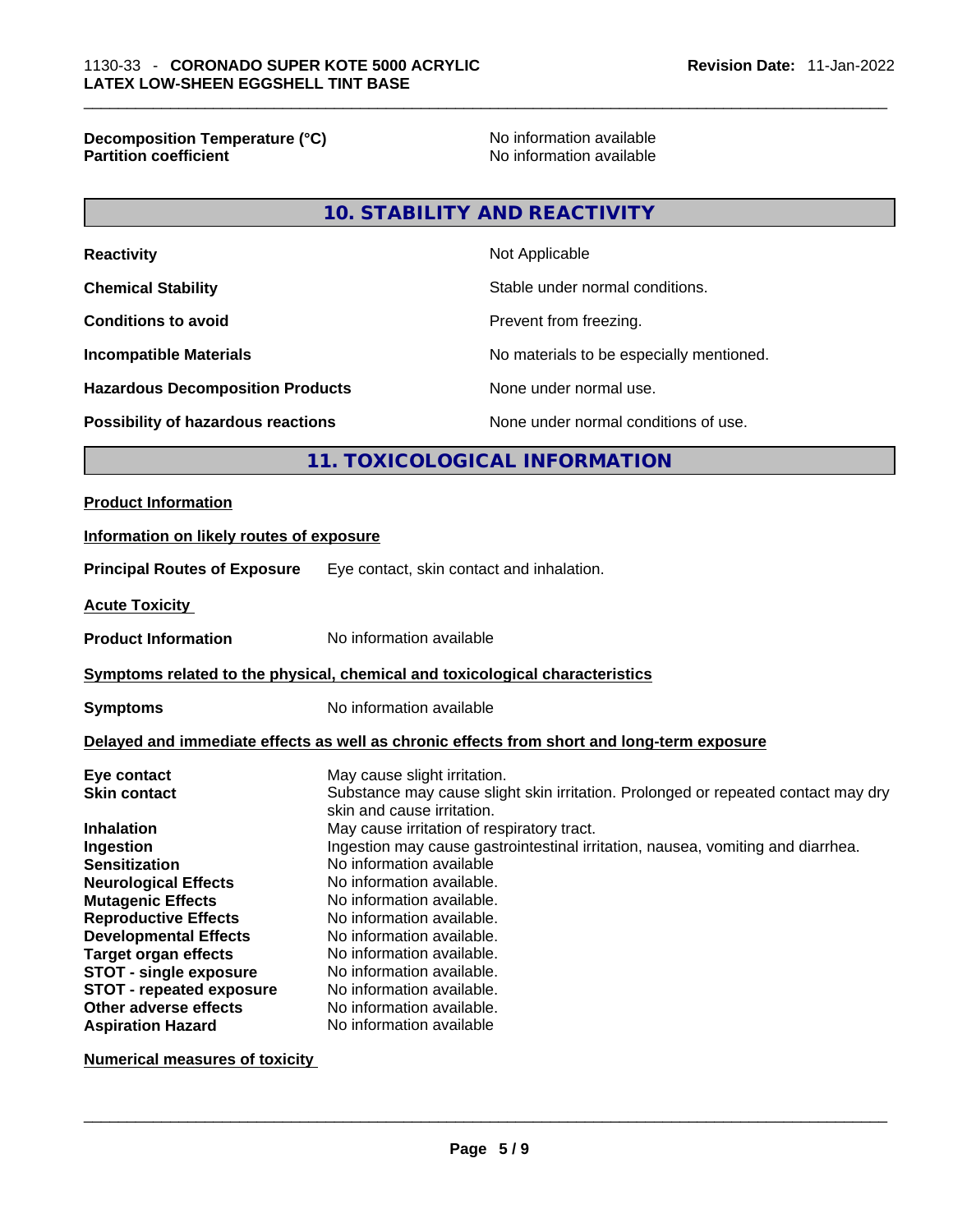| | |
|---|---|
| **Decomposition Temperature (°C)** | No information available |
| **Partition coefficient** | No information available |

## 10. STABILITY AND REACTIVITY

| | |
|---|---|
| **Reactivity** | Not Applicable |
| **Chemical Stability** | Stable under normal conditions. |
| **Conditions to avoid** | Prevent from freezing. |
| **Incompatible Materials** | No materials to be especially mentioned. |
| **Hazardous Decomposition Products** | None under normal use. |
| **Possibility of hazardous reactions** | None under normal conditions of use. |

## 11. TOXICOLOGICAL INFORMATION

**Product Information**

**Information on likely routes of exposure**

**Principal Routes of Exposure** Eye contact, skin contact and inhalation.

**Acute Toxicity**

**Product Information** No information available

**Symptoms related to the physical, chemical and toxicological characteristics**

**Symptoms** No information available

**Delayed and immediate effects as well as chronic effects from short and long-term exposure**

| | |
|---|---|
| **Eye contact** | May cause slight irritation. |
| **Skin contact** | Substance may cause slight skin irritation. Prolonged or repeated contact may dry skin and cause irritation. |
| **Inhalation** | May cause irritation of respiratory tract. |
| **Ingestion** | Ingestion may cause gastrointestinal irritation, nausea, vomiting and diarrhea. |
| **Sensitization** | No information available |
| **Neurological Effects** | No information available. |
| **Mutagenic Effects** | No information available. |
| **Reproductive Effects** | No information available. |
| **Developmental Effects** | No information available. |
| **Target organ effects** | No information available. |
| **STOT - single exposure** | No information available. |
| **STOT - repeated exposure** | No information available. |
| **Other adverse effects** | No information available. |
| **Aspiration Hazard** | No information available |

**Numerical measures of toxicity**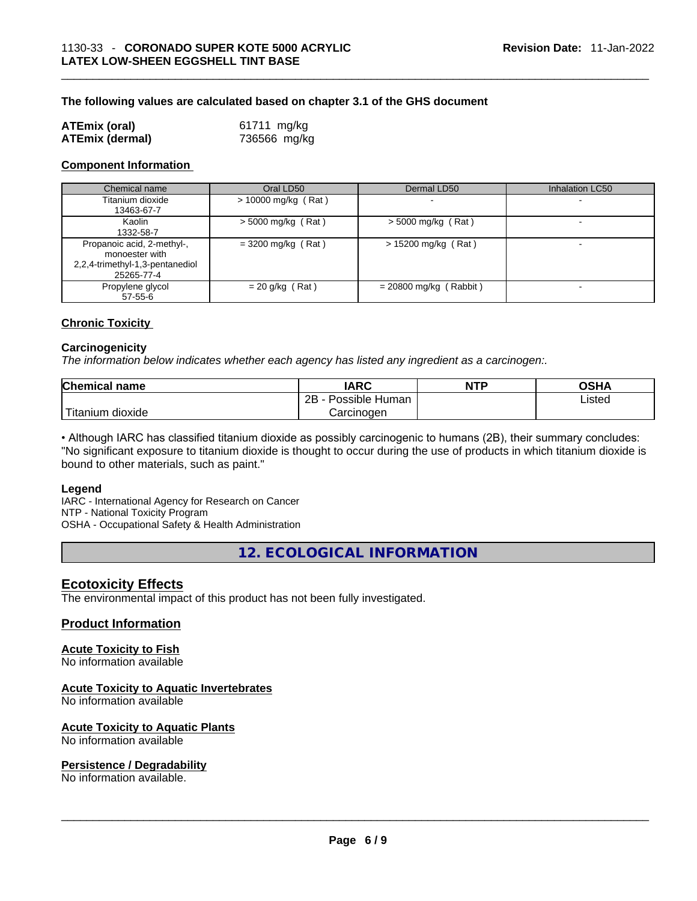**The following values are calculated based on chapter 3.1 of the GHS document**

| | |
|---|---|
| **ATEmix (oral)** | 61711 mg/kg |
| **ATEmix (dermal)** | 736566 mg/kg |

**Component Information**

| Chemical name | Oral LD50 | Dermal LD50 | Inhalation LC50 |
|---|---|---|---|
| Titanium dioxide<br>13463-67-7 | > 10000 mg/kg ( Rat ) | - | - |
| Kaolin<br>1332-58-7 | > 5000 mg/kg ( Rat ) | > 5000 mg/kg ( Rat ) | - |
| Propanoic acid, 2-methyl-, monoester with 2,2,4-trimethyl-1,3-pentanediol<br>25265-77-4 | = 3200 mg/kg ( Rat ) | > 15200 mg/kg ( Rat ) | - |
| Propylene glycol<br>57-55-6 | = 20 g/kg ( Rat ) | = 20800 mg/kg ( Rabbit ) | - |

**Chronic Toxicity**

**Carcinogenicity**

*The information below indicates whether each agency has listed any ingredient as a carcinogen:.*

| Chemical name | IARC | NTP | OSHA |
|---|---|---|---|
| Titanium dioxide | 2B - Possible Human Carcinogen | | Listed |

• Although IARC has classified titanium dioxide as possibly carcinogenic to humans (2B), their summary concludes: "No significant exposure to titanium dioxide is thought to occur during the use of products in which titanium dioxide is bound to other materials, such as paint."

**Legend**

IARC - International Agency for Research on Cancer
NTP - National Toxicity Program
OSHA - Occupational Safety & Health Administration

## 12. ECOLOGICAL INFORMATION

### Ecotoxicity Effects

The environmental impact of this product has not been fully investigated.

### Product Information

**Acute Toxicity to Fish**

No information available

**Acute Toxicity to Aquatic Invertebrates**

No information available

**Acute Toxicity to Aquatic Plants**

No information available

**Persistence / Degradability**

No information available.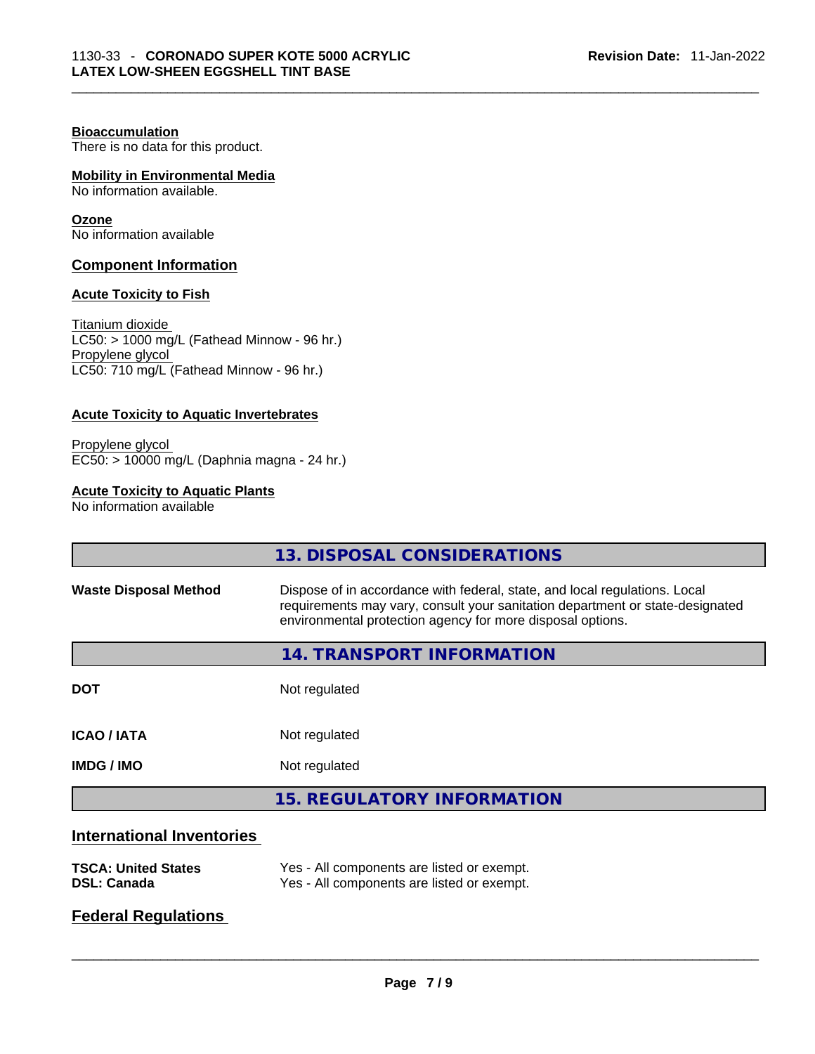**Bioaccumulation**
There is no data for this product.

**Mobility in Environmental Media**
No information available.

**Ozone**
No information available

### Component Information

**Acute Toxicity to Fish**

Titanium dioxide
LC50: > 1000 mg/L (Fathead Minnow - 96 hr.)
Propylene glycol
LC50: 710 mg/L (Fathead Minnow - 96 hr.)

**Acute Toxicity to Aquatic Invertebrates**

Propylene glycol
EC50: > 10000 mg/L (Daphnia magna - 24 hr.)

**Acute Toxicity to Aquatic Plants**
No information available

## 13. DISPOSAL CONSIDERATIONS

| | |
|---|---|
| **Waste Disposal Method** | Dispose of in accordance with federal, state, and local regulations. Local requirements may vary, consult your sanitation department or state-designated environmental protection agency for more disposal options. |

## 14. TRANSPORT INFORMATION

| | |
|---|---|
| **DOT** | Not regulated |
| **ICAO / IATA** | Not regulated |
| **IMDG / IMO** | Not regulated |

## 15. REGULATORY INFORMATION

### International Inventories

| | |
|---|---|
| **TSCA: United States** | Yes - All components are listed or exempt. |
| **DSL: Canada** | Yes - All components are listed or exempt. |

### Federal Regulations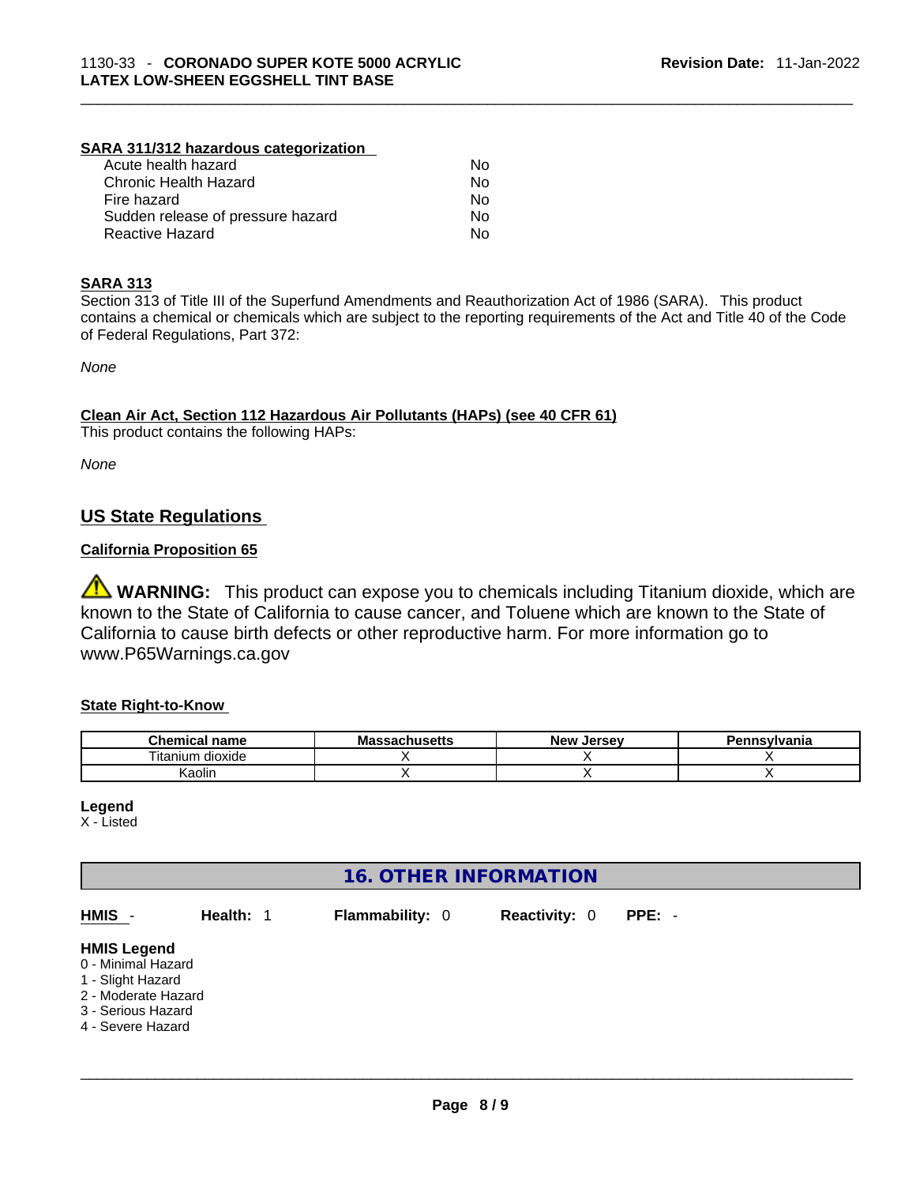**SARA 311/312 hazardous categorization**

| | |
|---|---|
| Acute health hazard | No |
| Chronic Health Hazard | No |
| Fire hazard | No |
| Sudden release of pressure hazard | No |
| Reactive Hazard | No |

**SARA 313**

Section 313 of Title III of the Superfund Amendments and Reauthorization Act of 1986 (SARA). This product contains a chemical or chemicals which are subject to the reporting requirements of the Act and Title 40 of the Code of Federal Regulations, Part 372:

*None*

**Clean Air Act, Section 112 Hazardous Air Pollutants (HAPs) (see 40 CFR 61)**

This product contains the following HAPs:

*None*

## US State Regulations

**California Proposition 65**

⚠ **WARNING:** This product can expose you to chemicals including Titanium dioxide, which are known to the State of California to cause cancer, and Toluene which are known to the State of California to cause birth defects or other reproductive harm. For more information go to www.P65Warnings.ca.gov

**State Right-to-Know**

| Chemical name | Massachusetts | New Jersey | Pennsylvania |
|---|---|---|---|
| Titanium dioxide | X | X | X |
| Kaolin | X | X | X |

**Legend**

X - Listed

## 16. OTHER INFORMATION

**HMIS** - **Health:** 1 **Flammability:** 0 **Reactivity:** 0 **PPE:** -

**HMIS Legend**

0 - Minimal Hazard
1 - Slight Hazard
2 - Moderate Hazard
3 - Serious Hazard
4 - Severe Hazard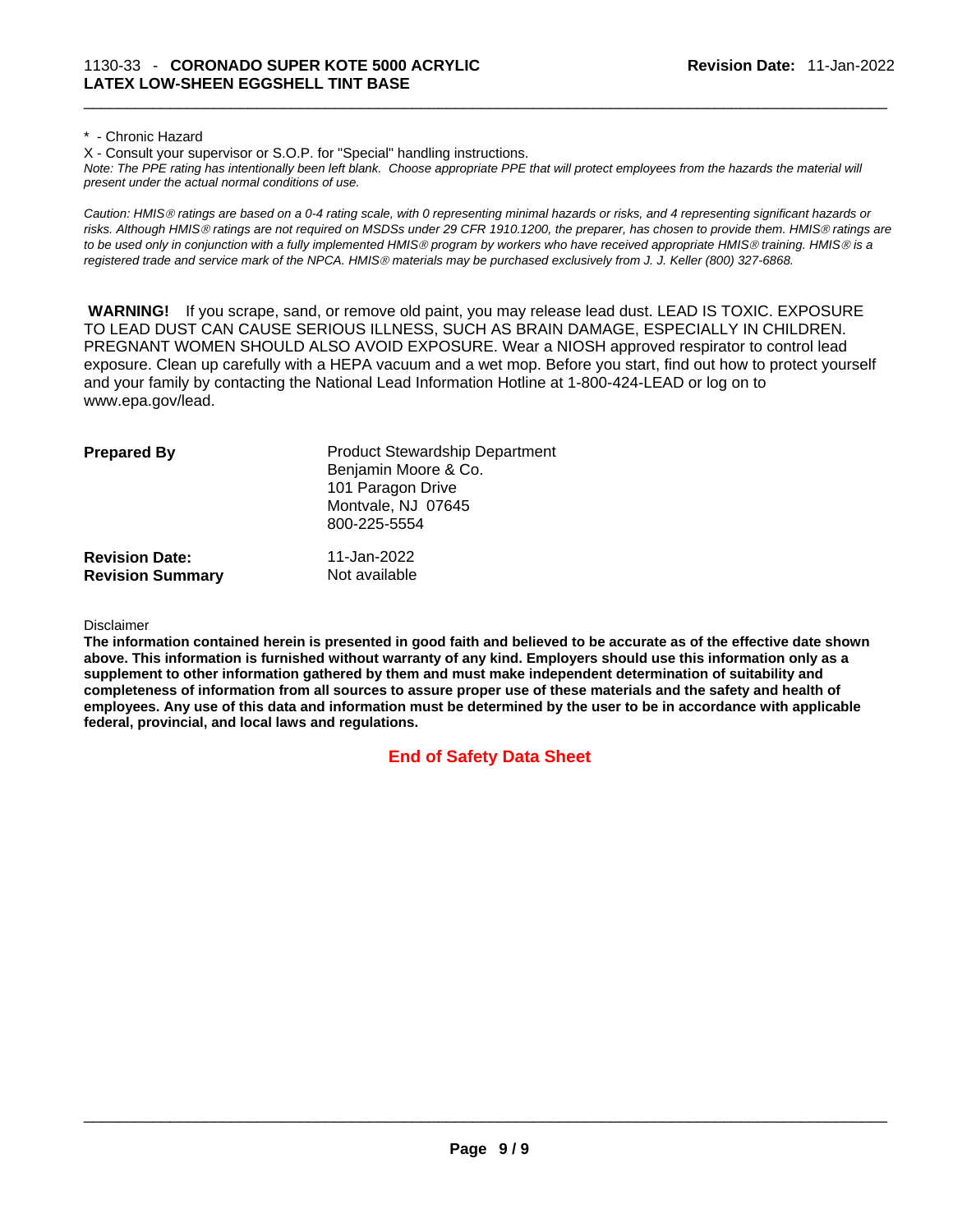\* - Chronic Hazard

X - Consult your supervisor or S.O.P. for "Special" handling instructions.

*Note: The PPE rating has intentionally been left blank. Choose appropriate PPE that will protect employees from the hazards the material will present under the actual normal conditions of use.*

*Caution: HMIS® ratings are based on a 0-4 rating scale, with 0 representing minimal hazards or risks, and 4 representing significant hazards or risks. Although HMIS® ratings are not required on MSDSs under 29 CFR 1910.1200, the preparer, has chosen to provide them. HMIS® ratings are to be used only in conjunction with a fully implemented HMIS® program by workers who have received appropriate HMIS® training. HMIS® is a registered trade and service mark of the NPCA. HMIS® materials may be purchased exclusively from J. J. Keller (800) 327-6868.*

**WARNING!** If you scrape, sand, or remove old paint, you may release lead dust. LEAD IS TOXIC. EXPOSURE TO LEAD DUST CAN CAUSE SERIOUS ILLNESS, SUCH AS BRAIN DAMAGE, ESPECIALLY IN CHILDREN. PREGNANT WOMEN SHOULD ALSO AVOID EXPOSURE. Wear a NIOSH approved respirator to control lead exposure. Clean up carefully with a HEPA vacuum and a wet mop. Before you start, find out how to protect yourself and your family by contacting the National Lead Information Hotline at 1-800-424-LEAD or log on to www.epa.gov/lead.

**Prepared By**

Product Stewardship Department
Benjamin Moore & Co.
101 Paragon Drive
Montvale, NJ 07645
800-225-5554

**Revision Date:** 11-Jan-2022

**Revision Summary** Not available

Disclaimer

**The information contained herein is presented in good faith and believed to be accurate as of the effective date shown above. This information is furnished without warranty of any kind. Employers should use this information only as a supplement to other information gathered by them and must make independent determination of suitability and completeness of information from all sources to assure proper use of these materials and the safety and health of employees. Any use of this data and information must be determined by the user to be in accordance with applicable federal, provincial, and local laws and regulations.**

**End of Safety Data Sheet**